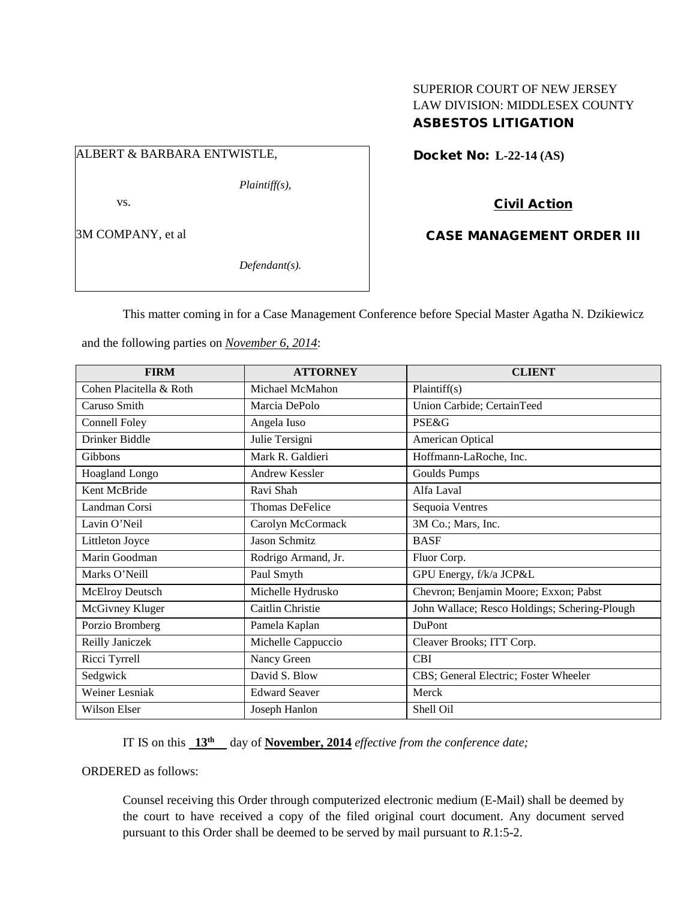SUPERIOR COURT OF NEW JERSEY
LAW DIVISION: MIDDLESEX COUNTY
**ASBESTOS LITIGATION**

ALBERT & BARBARA ENTWISTLE,

*Plaintiff(s),*

vs.

3M COMPANY, et al

*Defendant(s).*

**Docket No: L-22-14 (AS)**

**Civil Action**

**CASE MANAGEMENT ORDER III**

This matter coming in for a Case Management Conference before Special Master Agatha N. Dzikiewicz and the following parties on *November 6, 2014*:

| FIRM | ATTORNEY | CLIENT |
|---|---|---|
| Cohen Placitella & Roth | Michael McMahon | Plaintiff(s) |
| Caruso Smith | Marcia DePolo | Union Carbide; CertainTeed |
| Connell Foley | Angela Iuso | PSE&G |
| Drinker Biddle | Julie Tersigni | American Optical |
| Gibbons | Mark R. Galdieri | Hoffmann-LaRoche, Inc. |
| Hoagland Longo | Andrew Kessler | Goulds Pumps |
| Kent McBride | Ravi Shah | Alfa Laval |
| Landman Corsi | Thomas DeFelice | Sequoia Ventres |
| Lavin O'Neil | Carolyn McCormack | 3M Co.; Mars, Inc. |
| Littleton Joyce | Jason Schmitz | BASF |
| Marin Goodman | Rodrigo Armand, Jr. | Fluor Corp. |
| Marks O'Neill | Paul Smyth | GPU Energy, f/k/a JCP&L |
| McElroy Deutsch | Michelle Hydrusko | Chevron; Benjamin Moore; Exxon; Pabst |
| McGivney Kluger | Caitlin Christie | John Wallace; Resco Holdings; Schering-Plough |
| Porzio Bromberg | Pamela Kaplan | DuPont |
| Reilly Janiczek | Michelle Cappuccio | Cleaver Brooks; ITT Corp. |
| Ricci Tyrrell | Nancy Green | CBI |
| Sedgwick | David S. Blow | CBS; General Electric; Foster Wheeler |
| Weiner Lesniak | Edward Seaver | Merck |
| Wilson Elser | Joseph Hanlon | Shell Oil |

IT IS on this **13th** day of **November, 2014** *effective from the conference date;*

ORDERED as follows:

Counsel receiving this Order through computerized electronic medium (E-Mail) shall be deemed by the court to have received a copy of the filed original court document. Any document served pursuant to this Order shall be deemed to be served by mail pursuant to *R*.1:5-2.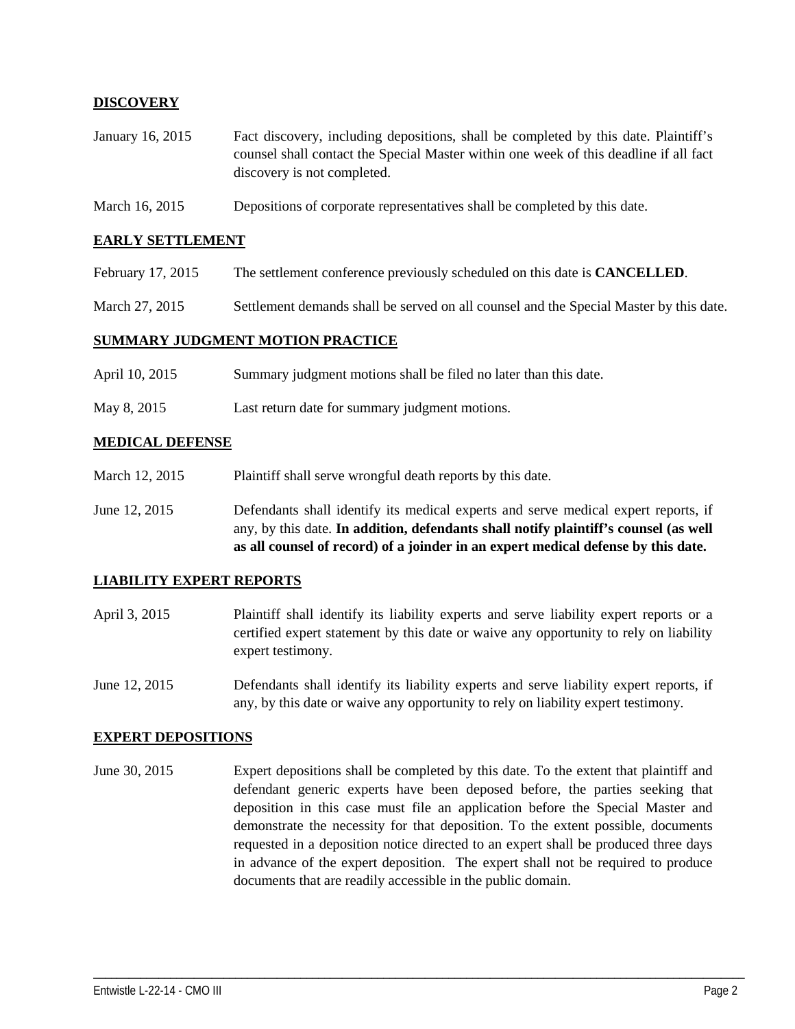## DISCOVERY

| | |
|---|---|
| January 16, 2015 | Fact discovery, including depositions, shall be completed by this date. Plaintiff's counsel shall contact the Special Master within one week of this deadline if all fact discovery is not completed. |
| March 16, 2015 | Depositions of corporate representatives shall be completed by this date. |

## EARLY SETTLEMENT

| | |
|---|---|
| February 17, 2015 | The settlement conference previously scheduled on this date is **CANCELLED**. |
| March 27, 2015 | Settlement demands shall be served on all counsel and the Special Master by this date. |

## SUMMARY JUDGMENT MOTION PRACTICE

| | |
|---|---|
| April 10, 2015 | Summary judgment motions shall be filed no later than this date. |
| May 8, 2015 | Last return date for summary judgment motions. |

## MEDICAL DEFENSE

| | |
|---|---|
| March 12, 2015 | Plaintiff shall serve wrongful death reports by this date. |
| June 12, 2015 | Defendants shall identify its medical experts and serve medical expert reports, if any, by this date. **In addition, defendants shall notify plaintiff's counsel (as well as all counsel of record) of a joinder in an expert medical defense by this date.** |

## LIABILITY EXPERT REPORTS

| | |
|---|---|
| April 3, 2015 | Plaintiff shall identify its liability experts and serve liability expert reports or a certified expert statement by this date or waive any opportunity to rely on liability expert testimony. |
| June 12, 2015 | Defendants shall identify its liability experts and serve liability expert reports, if any, by this date or waive any opportunity to rely on liability expert testimony. |

## EXPERT DEPOSITIONS

| | |
|---|---|
| June 30, 2015 | Expert depositions shall be completed by this date. To the extent that plaintiff and defendant generic experts have been deposed before, the parties seeking that deposition in this case must file an application before the Special Master and demonstrate the necessity for that deposition. To the extent possible, documents requested in a deposition notice directed to an expert shall be produced three days in advance of the expert deposition. The expert shall not be required to produce documents that are readily accessible in the public domain. |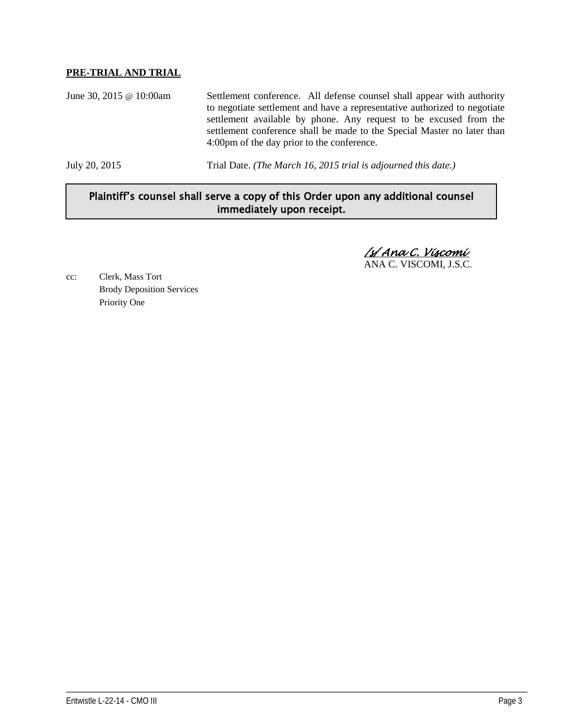**PRE-TRIAL AND TRIAL**

| | |
|---|---|
| June 30, 2015 @ 10:00am | Settlement conference. All defense counsel shall appear with authority to negotiate settlement and have a representative authorized to negotiate settlement available by phone. Any request to be excused from the settlement conference shall be made to the Special Master no later than 4:00pm of the day prior to the conference. |
| July 20, 2015 | Trial Date. *(The March 16, 2015 trial is adjourned this date.)* |

**Plaintiff's counsel shall serve a copy of this Order upon any additional counsel immediately upon receipt.**

*/s/ Ana C. Viscomi*
ANA C. VISCOMI, J.S.C.

cc: Clerk, Mass Tort
Brody Deposition Services
Priority One